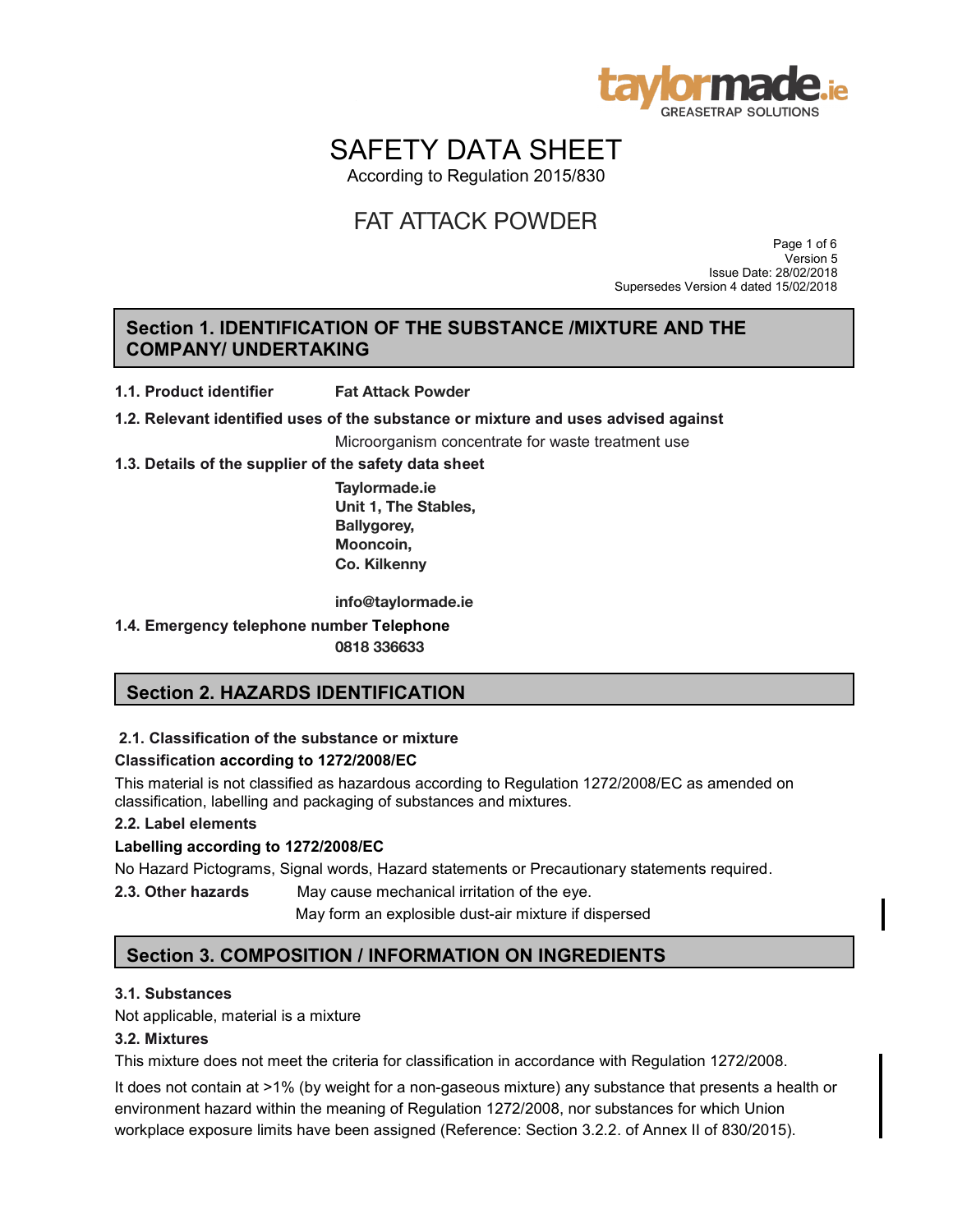# SAFETY DATA SHEET

According to Regulation 2015/830

# FAT ATTACK POWDER

Version 5
Issue Date: 28/02/2018
Supersedes Version 4 dated 15/02/2018

## Section 1. IDENTIFICATION OF THE SUBSTANCE /MIXTURE AND THE COMPANY/ UNDERTAKING

**1.1. Product identifier** **Fat Attack Powder**

**1.2. Relevant identified uses of the substance or mixture and uses advised against**

Microorganism concentrate for waste treatment use

**1.3. Details of the supplier of the safety data sheet**

**Taylormade.ie**
**Unit 1, The Stables,**
**Ballygorey,**
**Mooncoin,**
**Co. Kilkenny**

**info@taylormade.ie**

**1.4. Emergency telephone number Telephone**

**0818 336633**

## Section 2. HAZARDS IDENTIFICATION

**2.1. Classification of the substance or mixture**

**Classification according to 1272/2008/EC**

This material is not classified as hazardous according to Regulation 1272/2008/EC as amended on classification, labelling and packaging of substances and mixtures.

**2.2. Label elements**

**Labelling according to 1272/2008/EC**

No Hazard Pictograms, Signal words, Hazard statements or Precautionary statements required.

**2.3. Other hazards** May cause mechanical irritation of the eye.
May form an explosible dust-air mixture if dispersed

## Section 3. COMPOSITION / INFORMATION ON INGREDIENTS

**3.1. Substances**

Not applicable, material is a mixture

**3.2. Mixtures**

This mixture does not meet the criteria for classification in accordance with Regulation 1272/2008.

It does not contain at >1% (by weight for a non-gaseous mixture) any substance that presents a health or environment hazard within the meaning of Regulation 1272/2008, nor substances for which Union workplace exposure limits have been assigned (Reference: Section 3.2.2. of Annex II of 830/2015).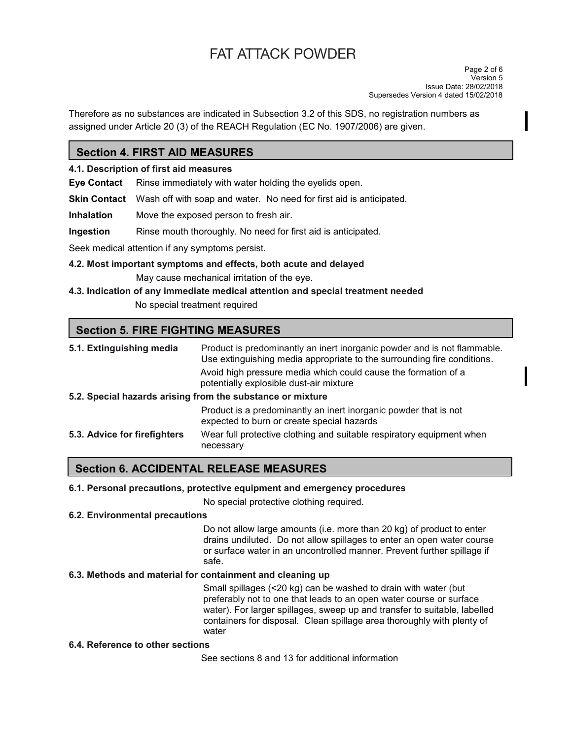Therefore as no substances are indicated in Subsection 3.2 of this SDS, no registration numbers as assigned under Article 20 (3) of the REACH Regulation (EC No. 1907/2006) are given.

## Section 4. FIRST AID MEASURES

### 4.1. Description of first aid measures

**Eye Contact** Rinse immediately with water holding the eyelids open.

**Skin Contact** Wash off with soap and water. No need for first aid is anticipated.

**Inhalation** Move the exposed person to fresh air.

**Ingestion** Rinse mouth thoroughly. No need for first aid is anticipated.

Seek medical attention if any symptoms persist.

### 4.2. Most important symptoms and effects, both acute and delayed

May cause mechanical irritation of the eye.

### 4.3. Indication of any immediate medical attention and special treatment needed

No special treatment required

## Section 5. FIRE FIGHTING MEASURES

**5.1. Extinguishing media** Product is predominantly an inert inorganic powder and is not flammable. Use extinguishing media appropriate to the surrounding fire conditions.

Avoid high pressure media which could cause the formation of a potentially explosible dust-air mixture

**5.2. Special hazards arising from the substance or mixture**

Product is a predominantly an inert inorganic powder that is not expected to burn or create special hazards

**5.3. Advice for firefighters** Wear full protective clothing and suitable respiratory equipment when necessary

## Section 6. ACCIDENTAL RELEASE MEASURES

### 6.1. Personal precautions, protective equipment and emergency procedures

No special protective clothing required.

### 6.2. Environmental precautions

Do not allow large amounts (i.e. more than 20 kg) of product to enter drains undiluted. Do not allow spillages to enter an open water course or surface water in an uncontrolled manner. Prevent further spillage if safe.

### 6.3. Methods and material for containment and cleaning up

Small spillages (<20 kg) can be washed to drain with water (but preferably not to one that leads to an open water course or surface water). For larger spillages, sweep up and transfer to suitable, labelled containers for disposal. Clean spillage area thoroughly with plenty of water

### 6.4. Reference to other sections

See sections 8 and 13 for additional information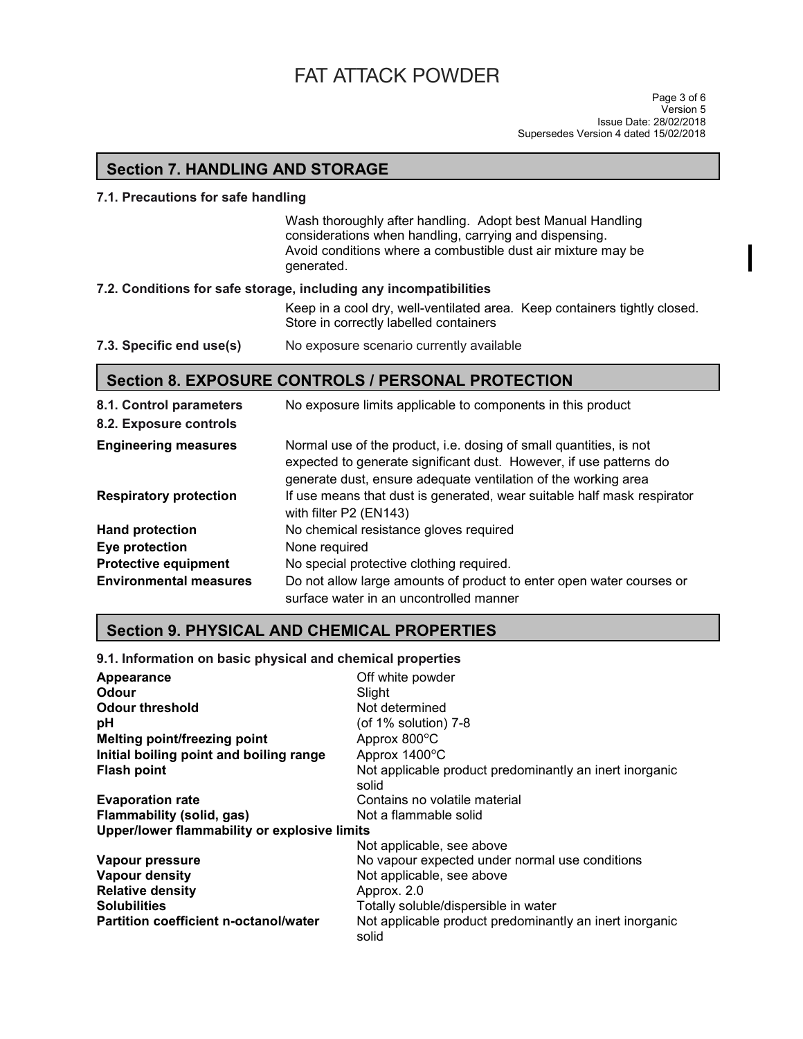## Section 7. HANDLING AND STORAGE

**7.1. Precautions for safe handling**

Wash thoroughly after handling. Adopt best Manual Handling considerations when handling, carrying and dispensing.
Avoid conditions where a combustible dust air mixture may be generated.

**7.2. Conditions for safe storage, including any incompatibilities**

Keep in a cool dry, well-ventilated area. Keep containers tightly closed. Store in correctly labelled containers

**7.3. Specific end use(s)** No exposure scenario currently available

## Section 8. EXPOSURE CONTROLS / PERSONAL PROTECTION

**8.1. Control parameters** No exposure limits applicable to components in this product

**8.2. Exposure controls**

**Engineering measures** Normal use of the product, i.e. dosing of small quantities, is not expected to generate significant dust. However, if use patterns do generate dust, ensure adequate ventilation of the working area

**Respiratory protection** If use means that dust is generated, wear suitable half mask respirator with filter P2 (EN143)

**Hand protection** No chemical resistance gloves required

**Eye protection** None required

**Protective equipment** No special protective clothing required.

**Environmental measures** Do not allow large amounts of product to enter open water courses or surface water in an uncontrolled manner

## Section 9. PHYSICAL AND CHEMICAL PROPERTIES

**9.1. Information on basic physical and chemical properties**

| | |
|---|---|
| **Appearance** | Off white powder |
| **Odour** | Slight |
| **Odour threshold** | Not determined |
| **pH** | (of 1% solution) 7-8 |
| **Melting point/freezing point** | Approx 800°C |
| **Initial boiling point and boiling range** | Approx 1400°C |
| **Flash point** | Not applicable product predominantly an inert inorganic solid |
| **Evaporation rate** | Contains no volatile material |
| **Flammability (solid, gas)** | Not a flammable solid |
| **Upper/lower flammability or explosive limits** | Not applicable, see above |
| **Vapour pressure** | No vapour expected under normal use conditions |
| **Vapour density** | Not applicable, see above |
| **Relative density** | Approx. 2.0 |
| **Solubilities** | Totally soluble/dispersible in water |
| **Partition coefficient n-octanol/water** | Not applicable product predominantly an inert inorganic solid |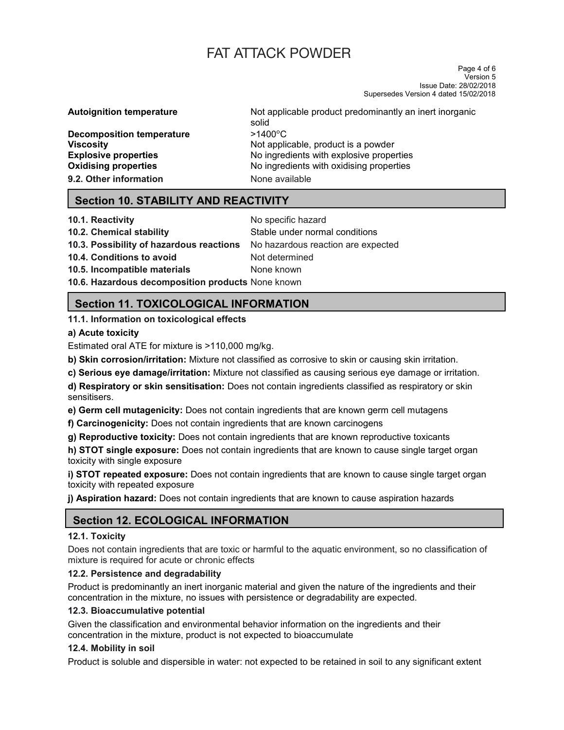| | |
|---|---|
| **Autoignition temperature** | Not applicable product predominantly an inert inorganic solid |
| **Decomposition temperature** | >1400°C |
| **Viscosity** | Not applicable, product is a powder |
| **Explosive properties** | No ingredients with explosive properties |
| **Oxidising properties** | No ingredients with oxidising properties |
| **9.2. Other information** | None available |

## Section 10. STABILITY AND REACTIVITY

| | |
|---|---|
| **10.1. Reactivity** | No specific hazard |
| **10.2. Chemical stability** | Stable under normal conditions |
| **10.3. Possibility of hazardous reactions** | No hazardous reaction are expected |
| **10.4. Conditions to avoid** | Not determined |
| **10.5. Incompatible materials** | None known |
| **10.6. Hazardous decomposition products** | None known |

## Section 11. TOXICOLOGICAL INFORMATION

**11.1. Information on toxicological effects**

**a) Acute toxicity**

Estimated oral ATE for mixture is >110,000 mg/kg.

**b) Skin corrosion/irritation:** Mixture not classified as corrosive to skin or causing skin irritation.

**c) Serious eye damage/irritation:** Mixture not classified as causing serious eye damage or irritation.

**d) Respiratory or skin sensitisation:** Does not contain ingredients classified as respiratory or skin sensitisers.

**e) Germ cell mutagenicity:** Does not contain ingredients that are known germ cell mutagens

**f) Carcinogenicity:** Does not contain ingredients that are known carcinogens

**g) Reproductive toxicity:** Does not contain ingredients that are known reproductive toxicants

**h) STOT single exposure:** Does not contain ingredients that are known to cause single target organ toxicity with single exposure

**i) STOT repeated exposure:** Does not contain ingredients that are known to cause single target organ toxicity with repeated exposure

**j) Aspiration hazard:** Does not contain ingredients that are known to cause aspiration hazards

## Section 12. ECOLOGICAL INFORMATION

**12.1. Toxicity**

Does not contain ingredients that are toxic or harmful to the aquatic environment, so no classification of mixture is required for acute or chronic effects

**12.2. Persistence and degradability**

Product is predominantly an inert inorganic material and given the nature of the ingredients and their concentration in the mixture, no issues with persistence or degradability are expected.

**12.3. Bioaccumulative potential**

Given the classification and environmental behavior information on the ingredients and their concentration in the mixture, product is not expected to bioaccumulate

**12.4. Mobility in soil**

Product is soluble and dispersible in water: not expected to be retained in soil to any significant extent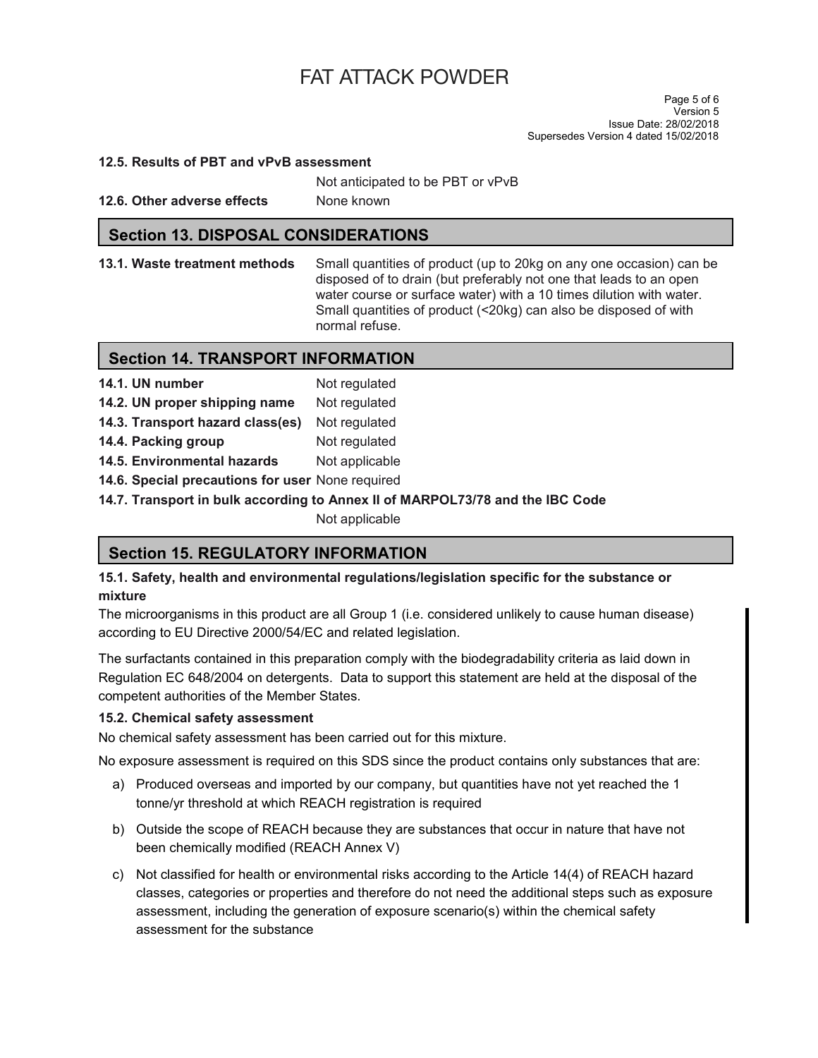**12.5. Results of PBT and vPvB assessment**

Not anticipated to be PBT or vPvB

**12.6. Other adverse effects** None known

## Section 13. DISPOSAL CONSIDERATIONS

**13.1. Waste treatment methods** Small quantities of product (up to 20kg on any one occasion) can be disposed of to drain (but preferably not one that leads to an open water course or surface water) with a 10 times dilution with water. Small quantities of product (<20kg) can also be disposed of with normal refuse.

## Section 14. TRANSPORT INFORMATION

**14.1. UN number** Not regulated

**14.2. UN proper shipping name** Not regulated

**14.3. Transport hazard class(es)** Not regulated

**14.4. Packing group** Not regulated

**14.5. Environmental hazards** Not applicable

**14.6. Special precautions for user** None required

**14.7. Transport in bulk according to Annex II of MARPOL73/78 and the IBC Code**

Not applicable

## Section 15. REGULATORY INFORMATION

**15.1. Safety, health and environmental regulations/legislation specific for the substance or mixture**

The microorganisms in this product are all Group 1 (i.e. considered unlikely to cause human disease) according to EU Directive 2000/54/EC and related legislation.

The surfactants contained in this preparation comply with the biodegradability criteria as laid down in Regulation EC 648/2004 on detergents. Data to support this statement are held at the disposal of the competent authorities of the Member States.

**15.2. Chemical safety assessment**

No chemical safety assessment has been carried out for this mixture.

No exposure assessment is required on this SDS since the product contains only substances that are:

a) Produced overseas and imported by our company, but quantities have not yet reached the 1 tonne/yr threshold at which REACH registration is required

b) Outside the scope of REACH because they are substances that occur in nature that have not been chemically modified (REACH Annex V)

c) Not classified for health or environmental risks according to the Article 14(4) of REACH hazard classes, categories or properties and therefore do not need the additional steps such as exposure assessment, including the generation of exposure scenario(s) within the chemical safety assessment for the substance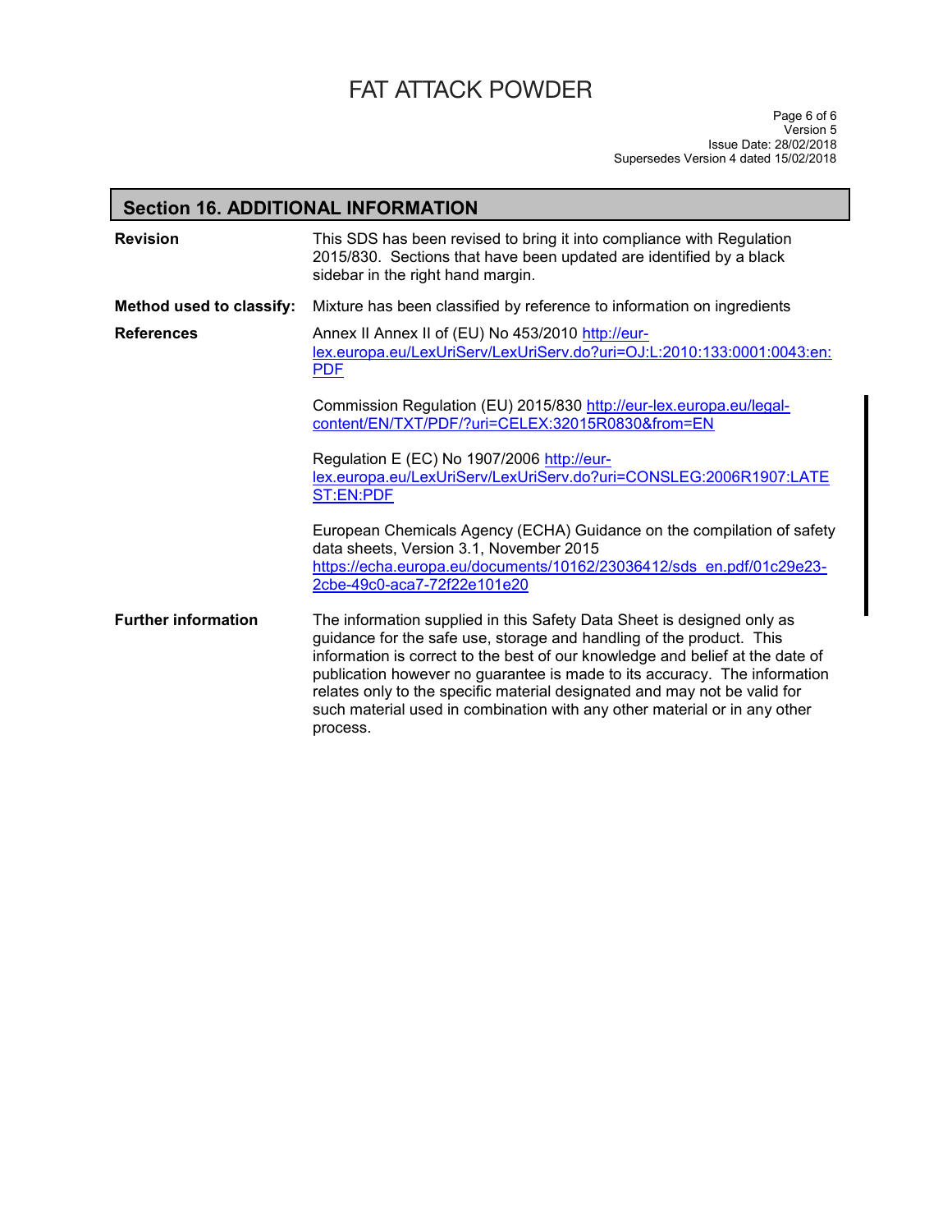## Section 16. ADDITIONAL INFORMATION

**Revision**

This SDS has been revised to bring it into compliance with Regulation 2015/830. Sections that have been updated are identified by a black sidebar in the right hand margin.

**Method used to classify:**

Mixture has been classified by reference to information on ingredients

**References**

Annex II Annex II of (EU) No 453/2010 http://eur-lex.europa.eu/LexUriServ/LexUriServ.do?uri=OJ:L:2010:133:0001:0043:en:PDF

Commission Regulation (EU) 2015/830 http://eur-lex.europa.eu/legal-content/EN/TXT/PDF/?uri=CELEX:32015R0830&from=EN

Regulation E (EC) No 1907/2006 http://eur-lex.europa.eu/LexUriServ/LexUriServ.do?uri=CONSLEG:2006R1907:LATEST:EN:PDF

European Chemicals Agency (ECHA) Guidance on the compilation of safety data sheets, Version 3.1, November 2015 https://echa.europa.eu/documents/10162/23036412/sds_en.pdf/01c29e23-2cbe-49c0-aca7-72f22e101e20

**Further information**

The information supplied in this Safety Data Sheet is designed only as guidance for the safe use, storage and handling of the product. This information is correct to the best of our knowledge and belief at the date of publication however no guarantee is made to its accuracy. The information relates only to the specific material designated and may not be valid for such material used in combination with any other material or in any other process.